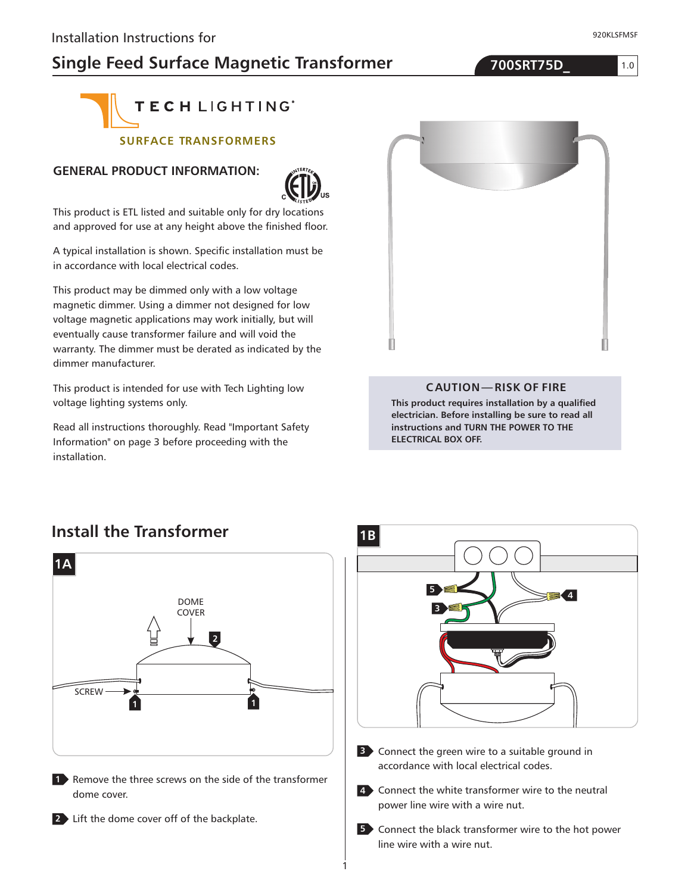Installation Instructions for

# Single Feed Surface Magnetic Transformer

**700SRT75D_** 1.0

920KLSFMSF

TECH LIGHTING®

SURFACE TRANSFORMERS

## GENERAL PRODUCT INFORMATION:

This product is ETL listed and suitable only for dry locations and approved for use at any height above the finished floor.

A typical installation is shown. Specific installation must be in accordance with local electrical codes.

This product may be dimmed only with a low voltage magnetic dimmer. Using a dimmer not designed for low voltage magnetic applications may work initially, but will eventually cause transformer failure and will void the warranty. The dimmer must be derated as indicated by the dimmer manufacturer.

This product is intended for use with Tech Lighting low voltage lighting systems only.

Read all instructions thoroughly. Read "Important Safety Information" on page 3 before proceeding with the installation.

**CAUTION — RISK OF FIRE**

**This product requires installation by a qualified electrician. Before installing be sure to read all instructions and TURN THE POWER TO THE ELECTRICAL BOX OFF.**

## Install the Transformer

**1A**

1. Remove the three screws on the side of the transformer dome cover.
2. Lift the dome cover off of the backplate.

**1B**

3. Connect the green wire to a suitable ground in accordance with local electrical codes.
4. Connect the white transformer wire to the neutral power line wire with a wire nut.
5. Connect the black transformer wire to the hot power line wire with a wire nut.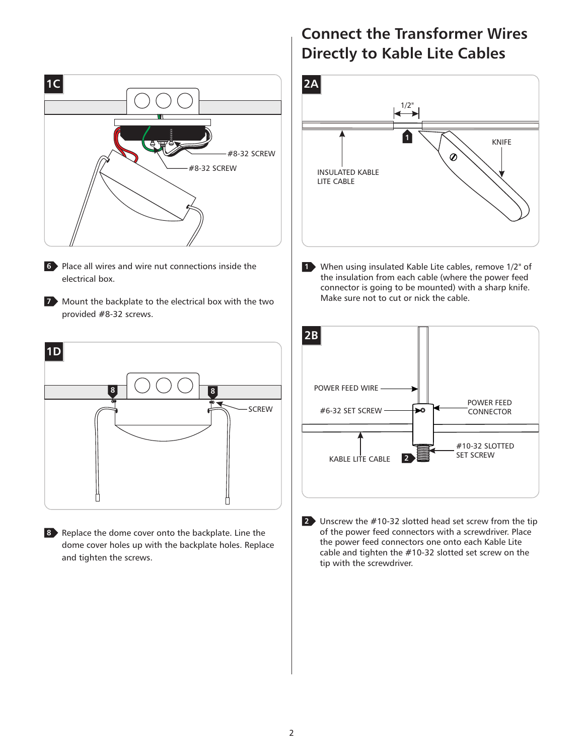**1C**

6. Place all wires and wire nut connections inside the electrical box.

7. Mount the backplate to the electrical box with the two provided #8-32 screws.

**1D**

8. Replace the dome cover onto the backplate. Line the dome cover holes up with the backplate holes. Replace and tighten the screws.

## Connect the Transformer Wires Directly to Kable Lite Cables

**2A**

1. When using insulated Kable Lite cables, remove 1/2" of the insulation from each cable (where the power feed connector is going to be mounted) with a sharp knife. Make sure not to cut or nick the cable.

**2B**

2. Unscrew the #10-32 slotted head set screw from the tip of the power feed connectors with a screwdriver. Place the power feed connectors one onto each Kable Lite cable and tighten the #10-32 slotted set screw on the tip with the screwdriver.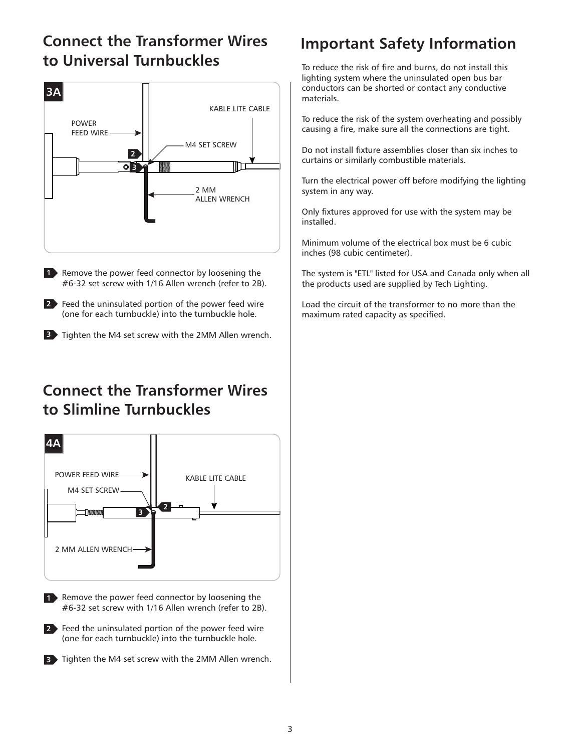## Connect the Transformer Wires to Universal Turnbuckles

3A

POWER FEED WIRE

KABLE LITE CABLE

M4 SET SCREW

2 MM ALLEN WRENCH

1. Remove the power feed connector by loosening the #6-32 set screw with 1/16 Allen wrench (refer to 2B).
2. Feed the uninsulated portion of the power feed wire (one for each turnbuckle) into the turnbuckle hole.
3. Tighten the M4 set screw with the 2MM Allen wrench.

## Connect the Transformer Wires to Slimline Turnbuckles

4A

POWER FEED WIRE

M4 SET SCREW

KABLE LITE CABLE

2 MM ALLEN WRENCH

1. Remove the power feed connector by loosening the #6-32 set screw with 1/16 Allen wrench (refer to 2B).
2. Feed the uninsulated portion of the power feed wire (one for each turnbuckle) into the turnbuckle hole.
3. Tighten the M4 set screw with the 2MM Allen wrench.

## Important Safety Information

To reduce the risk of fire and burns, do not install this lighting system where the uninsulated open bus bar conductors can be shorted or contact any conductive materials.

To reduce the risk of the system overheating and possibly causing a fire, make sure all the connections are tight.

Do not install fixture assemblies closer than six inches to curtains or similarly combustible materials.

Turn the electrical power off before modifying the lighting system in any way.

Only fixtures approved for use with the system may be installed.

Minimum volume of the electrical box must be 6 cubic inches (98 cubic centimeter).

The system is "ETL" listed for USA and Canada only when all the products used are supplied by Tech Lighting.

Load the circuit of the transformer to no more than the maximum rated capacity as specified.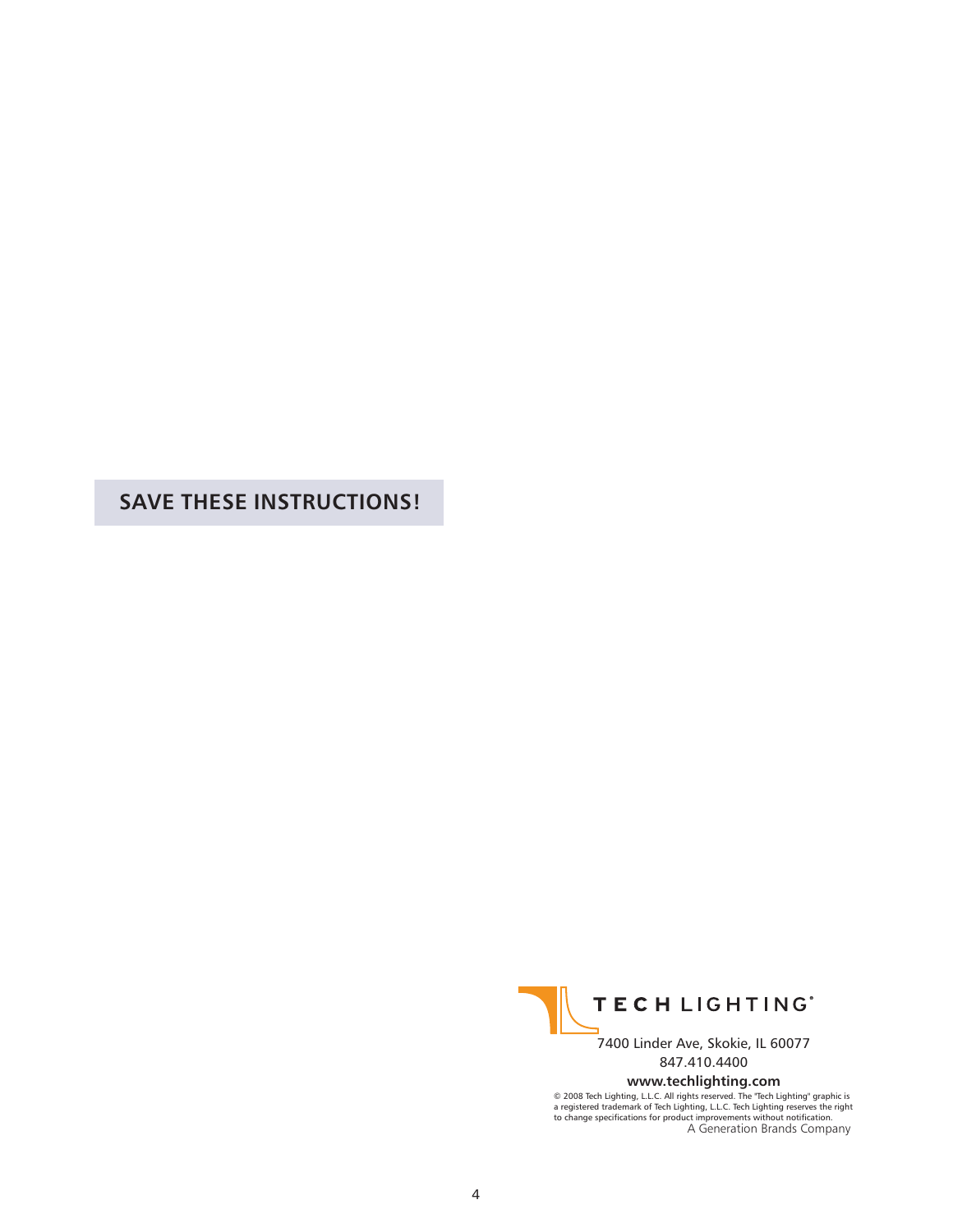**SAVE THESE INSTRUCTIONS!**

TECH LIGHTING®

7400 Linder Ave, Skokie, IL 60077

847.410.4400

**www.techlighting.com**

© 2008 Tech Lighting, L.L.C. All rights reserved. The "Tech Lighting" graphic is a registered trademark of Tech Lighting, L.L.C. Tech Lighting reserves the right to change specifications for product improvements without notification.

A Generation Brands Company